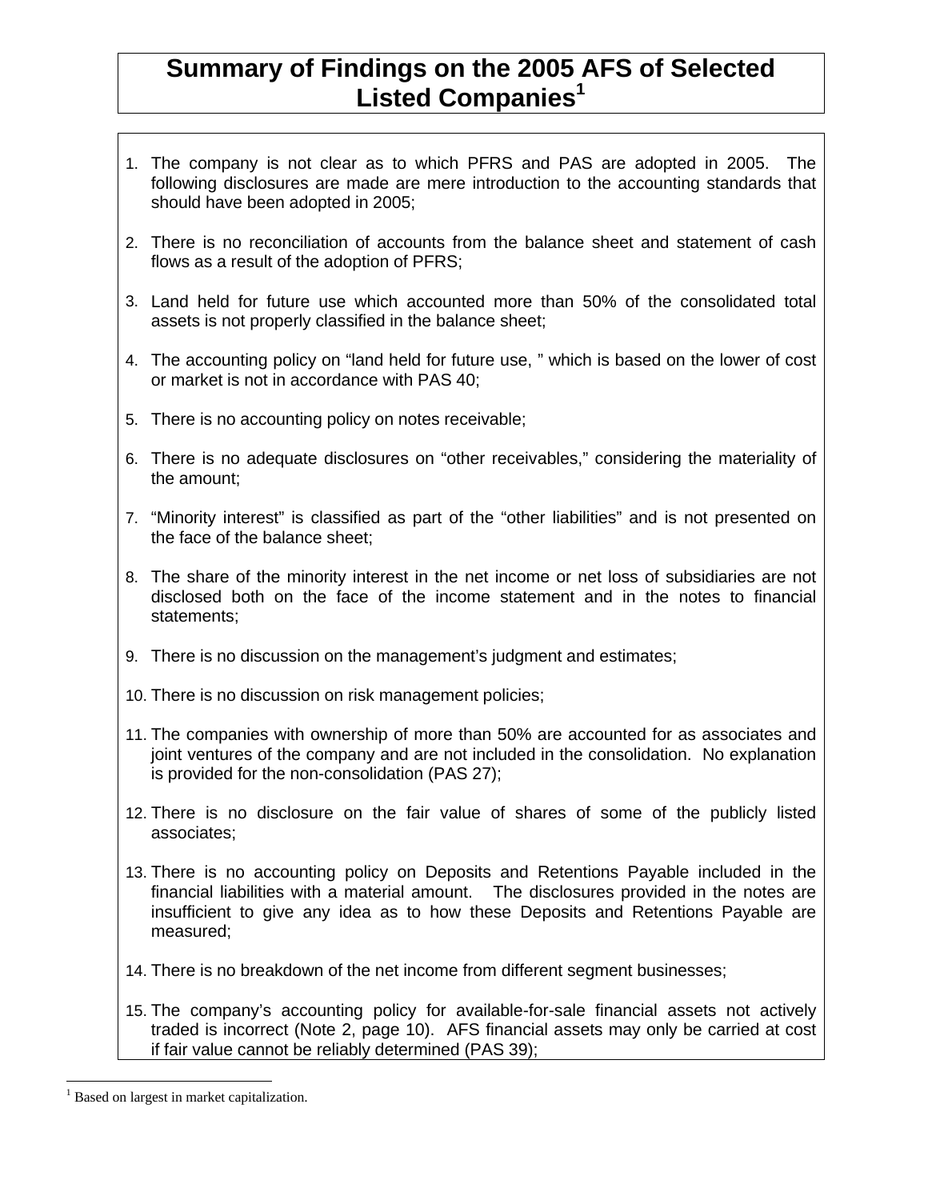# Summary of Findings on the 2005 AFS of Selected Listed Companies[1]

1. The company is not clear as to which PFRS and PAS are adopted in 2005. The following disclosures are made are mere introduction to the accounting standards that should have been adopted in 2005;

2. There is no reconciliation of accounts from the balance sheet and statement of cash flows as a result of the adoption of PFRS;

3. Land held for future use which accounted more than 50% of the consolidated total assets is not properly classified in the balance sheet;

4. The accounting policy on "land held for future use, " which is based on the lower of cost or market is not in accordance with PAS 40;

5. There is no accounting policy on notes receivable;

6. There is no adequate disclosures on "other receivables," considering the materiality of the amount;

7. "Minority interest" is classified as part of the "other liabilities" and is not presented on the face of the balance sheet;

8. The share of the minority interest in the net income or net loss of subsidiaries are not disclosed both on the face of the income statement and in the notes to financial statements;

9. There is no discussion on the management's judgment and estimates;

10. There is no discussion on risk management policies;

11. The companies with ownership of more than 50% are accounted for as associates and joint ventures of the company and are not included in the consolidation. No explanation is provided for the non-consolidation (PAS 27);

12. There is no disclosure on the fair value of shares of some of the publicly listed associates;

13. There is no accounting policy on Deposits and Retentions Payable included in the financial liabilities with a material amount. The disclosures provided in the notes are insufficient to give any idea as to how these Deposits and Retentions Payable are measured;

14. There is no breakdown of the net income from different segment businesses;

15. The company's accounting policy for available-for-sale financial assets not actively traded is incorrect (Note 2, page 10). AFS financial assets may only be carried at cost if fair value cannot be reliably determined (PAS 39);

---

[1] Based on largest in market capitalization.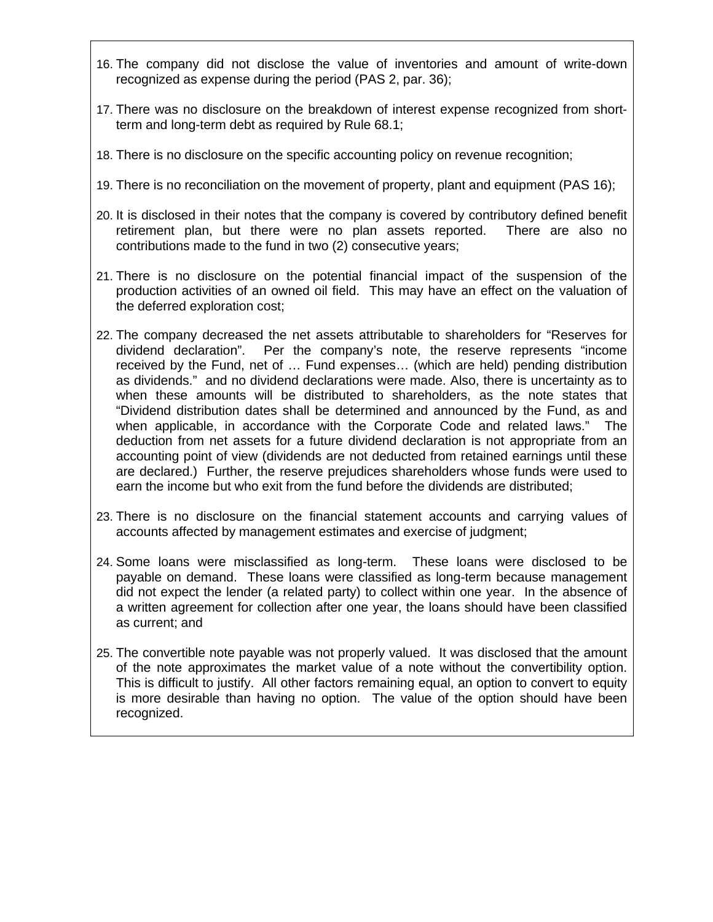16. The company did not disclose the value of inventories and amount of write-down recognized as expense during the period (PAS 2, par. 36);

17. There was no disclosure on the breakdown of interest expense recognized from short-term and long-term debt as required by Rule 68.1;

18. There is no disclosure on the specific accounting policy on revenue recognition;

19. There is no reconciliation on the movement of property, plant and equipment (PAS 16);

20. It is disclosed in their notes that the company is covered by contributory defined benefit retirement plan, but there were no plan assets reported. There are also no contributions made to the fund in two (2) consecutive years;

21. There is no disclosure on the potential financial impact of the suspension of the production activities of an owned oil field. This may have an effect on the valuation of the deferred exploration cost;

22. The company decreased the net assets attributable to shareholders for "Reserves for dividend declaration". Per the company's note, the reserve represents "income received by the Fund, net of … Fund expenses… (which are held) pending distribution as dividends." and no dividend declarations were made. Also, there is uncertainty as to when these amounts will be distributed to shareholders, as the note states that "Dividend distribution dates shall be determined and announced by the Fund, as and when applicable, in accordance with the Corporate Code and related laws." The deduction from net assets for a future dividend declaration is not appropriate from an accounting point of view (dividends are not deducted from retained earnings until these are declared.) Further, the reserve prejudices shareholders whose funds were used to earn the income but who exit from the fund before the dividends are distributed;

23. There is no disclosure on the financial statement accounts and carrying values of accounts affected by management estimates and exercise of judgment;

24. Some loans were misclassified as long-term. These loans were disclosed to be payable on demand. These loans were classified as long-term because management did not expect the lender (a related party) to collect within one year. In the absence of a written agreement for collection after one year, the loans should have been classified as current; and

25. The convertible note payable was not properly valued. It was disclosed that the amount of the note approximates the market value of a note without the convertibility option. This is difficult to justify. All other factors remaining equal, an option to convert to equity is more desirable than having no option. The value of the option should have been recognized.